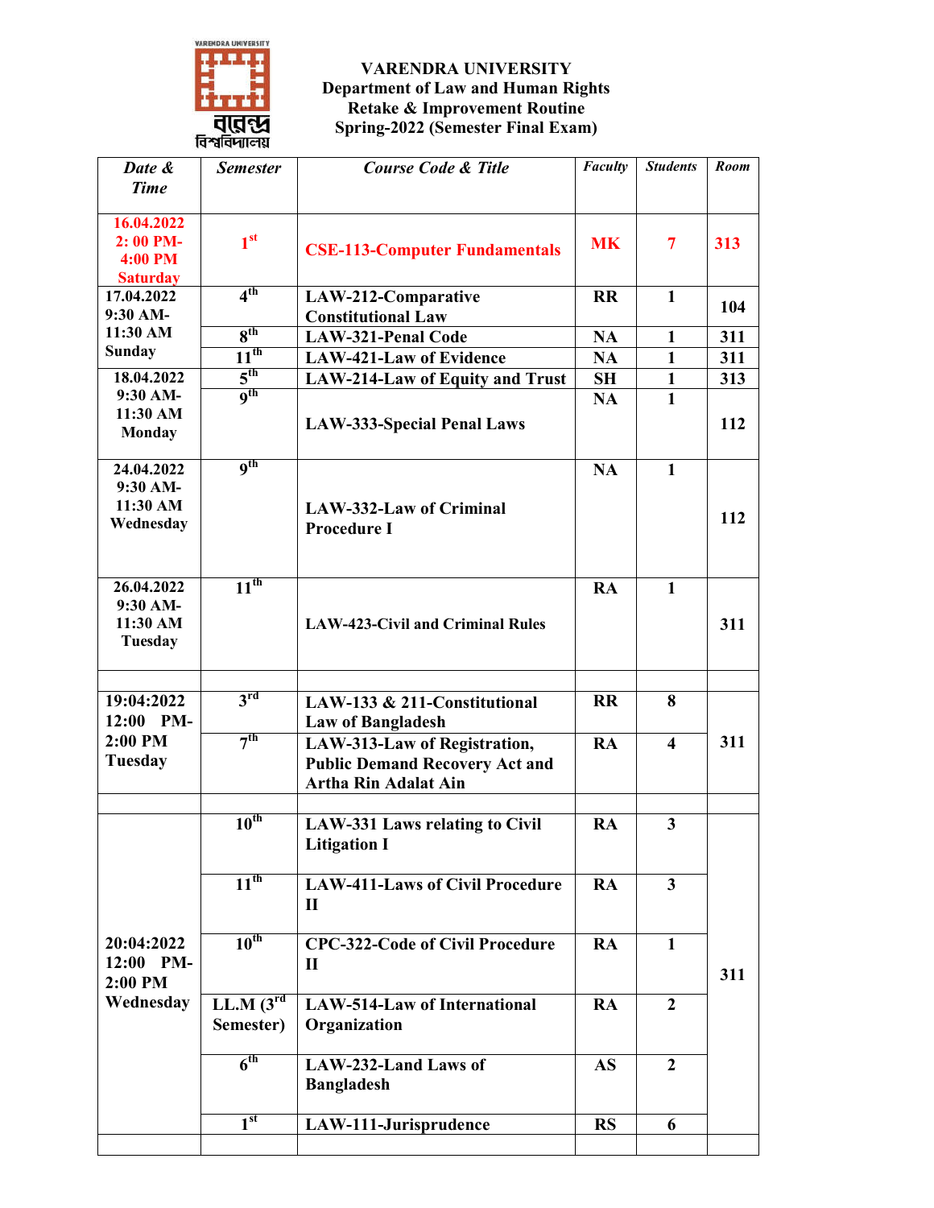**VARENDRA UNIVERSITY**
**Department of Law and Human Rights**
**Retake & Improvement Routine**
**Spring-2022 (Semester Final Exam)**

| *Date & Time* | *Semester* | *Course Code & Title* | *Faculty* | *Students* | *Room* |
|---|---|---|---|---|---|
| 16.04.2022 2: 00 PM- 4:00 PM Saturday | 1st | CSE-113-Computer Fundamentals | MK | 7 | 313 |
| 17.04.2022 9:30 AM- 11:30 AM Sunday | 4th | LAW-212-Comparative Constitutional Law | RR | 1 | 104 |
| | 8th | LAW-321-Penal Code | NA | 1 | 311 |
| | 11th | LAW-421-Law of Evidence | NA | 1 | 311 |
| 18.04.2022 9:30 AM- 11:30 AM Monday | 5th | LAW-214-Law of Equity and Trust | SH | 1 | 313 |
| | 9th | LAW-333-Special Penal Laws | NA | 1 | 112 |
| 24.04.2022 9:30 AM- 11:30 AM Wednesday | 9th | LAW-332-Law of Criminal Procedure I | NA | 1 | 112 |
| 26.04.2022 9:30 AM- 11:30 AM Tuesday | 11th | LAW-423-Civil and Criminal Rules | RA | 1 | 311 |
| | | | | | |
| 19:04:2022 12:00 PM- 2:00 PM Tuesday | 3rd | LAW-133 & 211-Constitutional Law of Bangladesh | RR | 8 | 311 |
| | 7th | LAW-313-Law of Registration, Public Demand Recovery Act and Artha Rin Adalat Ain | RA | 4 | |
| | | | | | |
| 20:04:2022 12:00 PM- 2:00 PM Wednesday | 10th | LAW-331 Laws relating to Civil Litigation I | RA | 3 | 311 |
| | 11th | LAW-411-Laws of Civil Procedure II | RA | 3 | |
| | 10th | CPC-322-Code of Civil Procedure II | RA | 1 | |
| | LL.M (3rd Semester) | LAW-514-Law of International Organization | RA | 2 | |
| | 6th | LAW-232-Land Laws of Bangladesh | AS | 2 | |
| | 1st | LAW-111-Jurisprudence | RS | 6 | |
| | | | | | |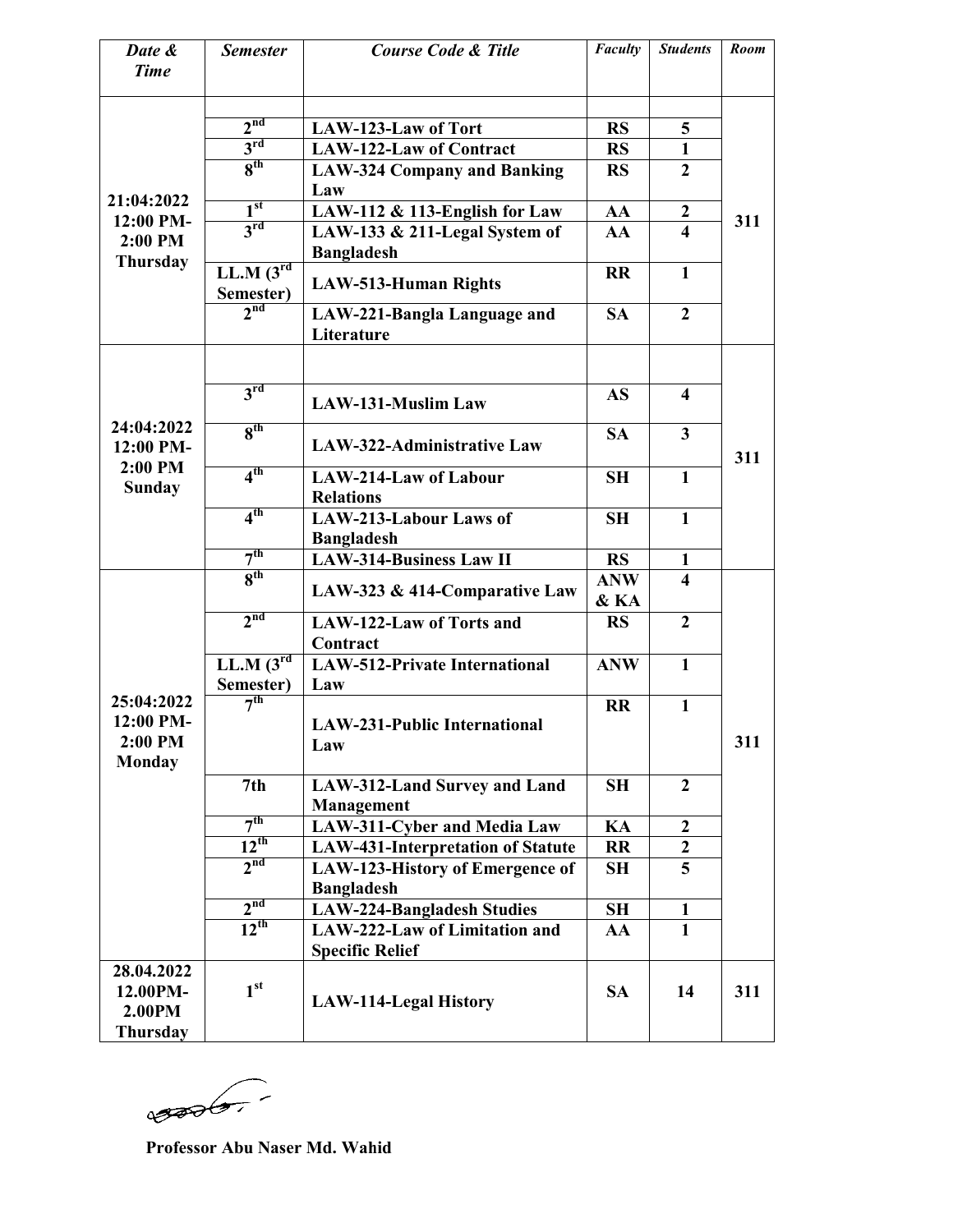| *Date & Time* | *Semester* | *Course Code & Title* | *Faculty* | *Students* | *Room* |
|---|---|---|---|---|---|
| 21:04:2022 12:00 PM- 2:00 PM Thursday | | | | | 311 |
| | 2nd | **LAW-123-Law of Tort** | **RS** | **5** | |
| | 3rd | **LAW-122-Law of Contract** | **RS** | **1** | |
| | 8th | **LAW-324 Company and Banking Law** | **RS** | **2** | |
| | 1st | **LAW-112 & 113-English for Law** | **AA** | **2** | |
| | 3rd | **LAW-133 & 211-Legal System of Bangladesh** | **AA** | **4** | |
| | LL.M (3rd Semester) | **LAW-513-Human Rights** | **RR** | **1** | |
| | 2nd | **LAW-221-Bangla Language and Literature** | **SA** | **2** | |
| 24:04:2022 12:00 PM- 2:00 PM Sunday | | | | | 311 |
| | 3rd | **LAW-131-Muslim Law** | **AS** | **4** | |
| | 8th | **LAW-322-Administrative Law** | **SA** | **3** | |
| | 4th | **LAW-214-Law of Labour Relations** | **SH** | **1** | |
| | 4th | **LAW-213-Labour Laws of Bangladesh** | **SH** | **1** | |
| | 7th | **LAW-314-Business Law II** | **RS** | **1** | |
| 25:04:2022 12:00 PM- 2:00 PM Monday | 8th | **LAW-323 & 414-Comparative Law** | **ANW & KA** | **4** | 311 |
| | 2nd | **LAW-122-Law of Torts and Contract** | **RS** | **2** | |
| | LL.M (3rd Semester) | **LAW-512-Private International Law** | **ANW** | **1** | |
| | 7th | **LAW-231-Public International Law** | **RR** | **1** | |
| | 7th | **LAW-312-Land Survey and Land Management** | **SH** | **2** | |
| | 7th | **LAW-311-Cyber and Media Law** | **KA** | **2** | |
| | 12th | **LAW-431-Interpretation of Statute** | **RR** | **2** | |
| | 2nd | **LAW-123-History of Emergence of Bangladesh** | **SH** | **5** | |
| | 2nd | **LAW-224-Bangladesh Studies** | **SH** | **1** | |
| | 12th | **LAW-222-Law of Limitation and Specific Relief** | **AA** | **1** | |
| 28.04.2022 12.00PM- 2.00PM Thursday | 1st | **LAW-114-Legal History** | **SA** | **14** | **311** |

**Professor Abu Naser Md. Wahid**